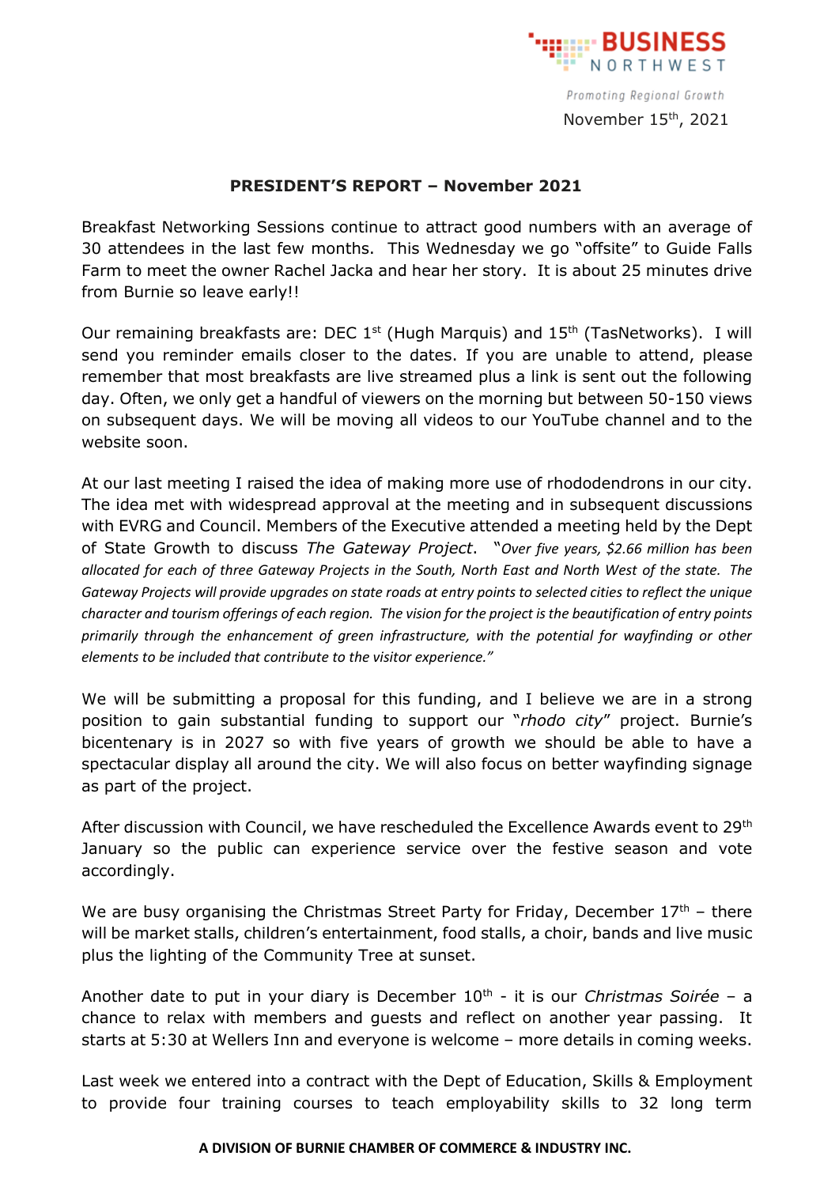BUSINESS NORTHWEST

*Promoting Regional Growth*

November 15th, 2021

**PRESIDENT'S REPORT – November 2021**

Breakfast Networking Sessions continue to attract good numbers with an average of 30 attendees in the last few months. This Wednesday we go "offsite" to Guide Falls Farm to meet the owner Rachel Jacka and hear her story. It is about 25 minutes drive from Burnie so leave early!!

Our remaining breakfasts are: DEC 1st (Hugh Marquis) and 15th (TasNetworks). I will send you reminder emails closer to the dates. If you are unable to attend, please remember that most breakfasts are live streamed plus a link is sent out the following day. Often, we only get a handful of viewers on the morning but between 50-150 views on subsequent days. We will be moving all videos to our YouTube channel and to the website soon.

At our last meeting I raised the idea of making more use of rhododendrons in our city. The idea met with widespread approval at the meeting and in subsequent discussions with EVRG and Council. Members of the Executive attended a meeting held by the Dept of State Growth to discuss *The Gateway Project*. "*Over five years, $2.66 million has been allocated for each of three Gateway Projects in the South, North East and North West of the state. The Gateway Projects will provide upgrades on state roads at entry points to selected cities to reflect the unique character and tourism offerings of each region. The vision for the project is the beautification of entry points primarily through the enhancement of green infrastructure, with the potential for wayfinding or other elements to be included that contribute to the visitor experience.*"

We will be submitting a proposal for this funding, and I believe we are in a strong position to gain substantial funding to support our "*rhodo city*" project. Burnie's bicentenary is in 2027 so with five years of growth we should be able to have a spectacular display all around the city. We will also focus on better wayfinding signage as part of the project.

After discussion with Council, we have rescheduled the Excellence Awards event to 29th January so the public can experience service over the festive season and vote accordingly.

We are busy organising the Christmas Street Party for Friday, December 17th – there will be market stalls, children's entertainment, food stalls, a choir, bands and live music plus the lighting of the Community Tree at sunset.

Another date to put in your diary is December 10th - it is our *Christmas Soirée* – a chance to relax with members and guests and reflect on another year passing. It starts at 5:30 at Wellers Inn and everyone is welcome – more details in coming weeks.

Last week we entered into a contract with the Dept of Education, Skills & Employment to provide four training courses to teach employability skills to 32 long term

**A DIVISION OF BURNIE CHAMBER OF COMMERCE & INDUSTRY INC.**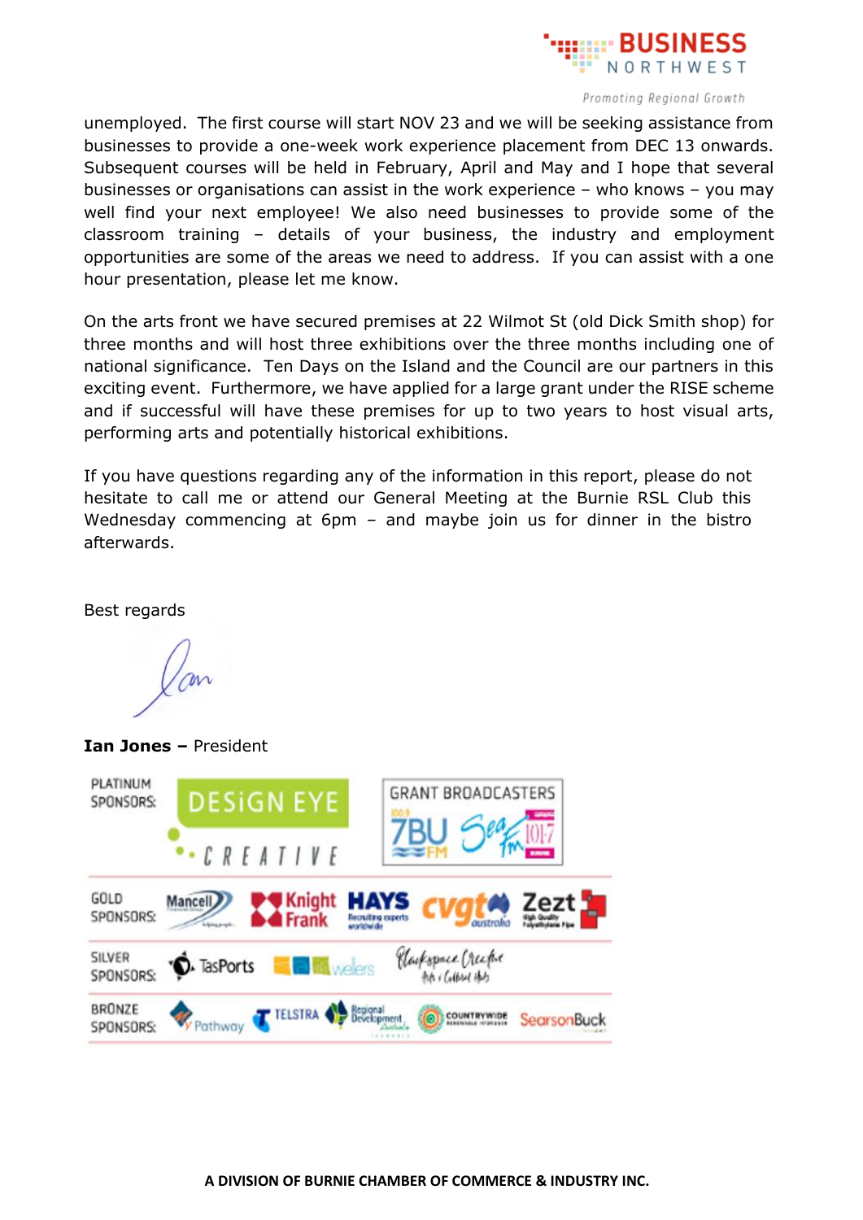unemployed. The first course will start NOV 23 and we will be seeking assistance from businesses to provide a one-week work experience placement from DEC 13 onwards. Subsequent courses will be held in February, April and May and I hope that several businesses or organisations can assist in the work experience – who knows – you may well find your next employee! We also need businesses to provide some of the classroom training – details of your business, the industry and employment opportunities are some of the areas we need to address. If you can assist with a one hour presentation, please let me know.

On the arts front we have secured premises at 22 Wilmot St (old Dick Smith shop) for three months and will host three exhibitions over the three months including one of national significance. Ten Days on the Island and the Council are our partners in this exciting event. Furthermore, we have applied for a large grant under the RISE scheme and if successful will have these premises for up to two years to host visual arts, performing arts and potentially historical exhibitions.

If you have questions regarding any of the information in this report, please do not hesitate to call me or attend our General Meeting at the Burnie RSL Club this Wednesday commencing at 6pm – and maybe join us for dinner in the bistro afterwards.

Best regards

Ian

**Ian Jones –** President

PLATINUM SPONSORS: DESIGN EYE CREATIVE; GRANT BROADCASTERS 7BU Sea FM 101.7

GOLD SPONSORS: Mancell; Knight Frank; HAYS Recruiting experts worldwide; cvgt australia; Zezt

SILVER SPONSORS: TasPorts; welers; Blackspace Creative

BRONZE SPONSORS: Pathway; TELSTRA; Regional Development Australia; COUNTRYWIDE; SearsonBuck

A DIVISION OF BURNIE CHAMBER OF COMMERCE & INDUSTRY INC.